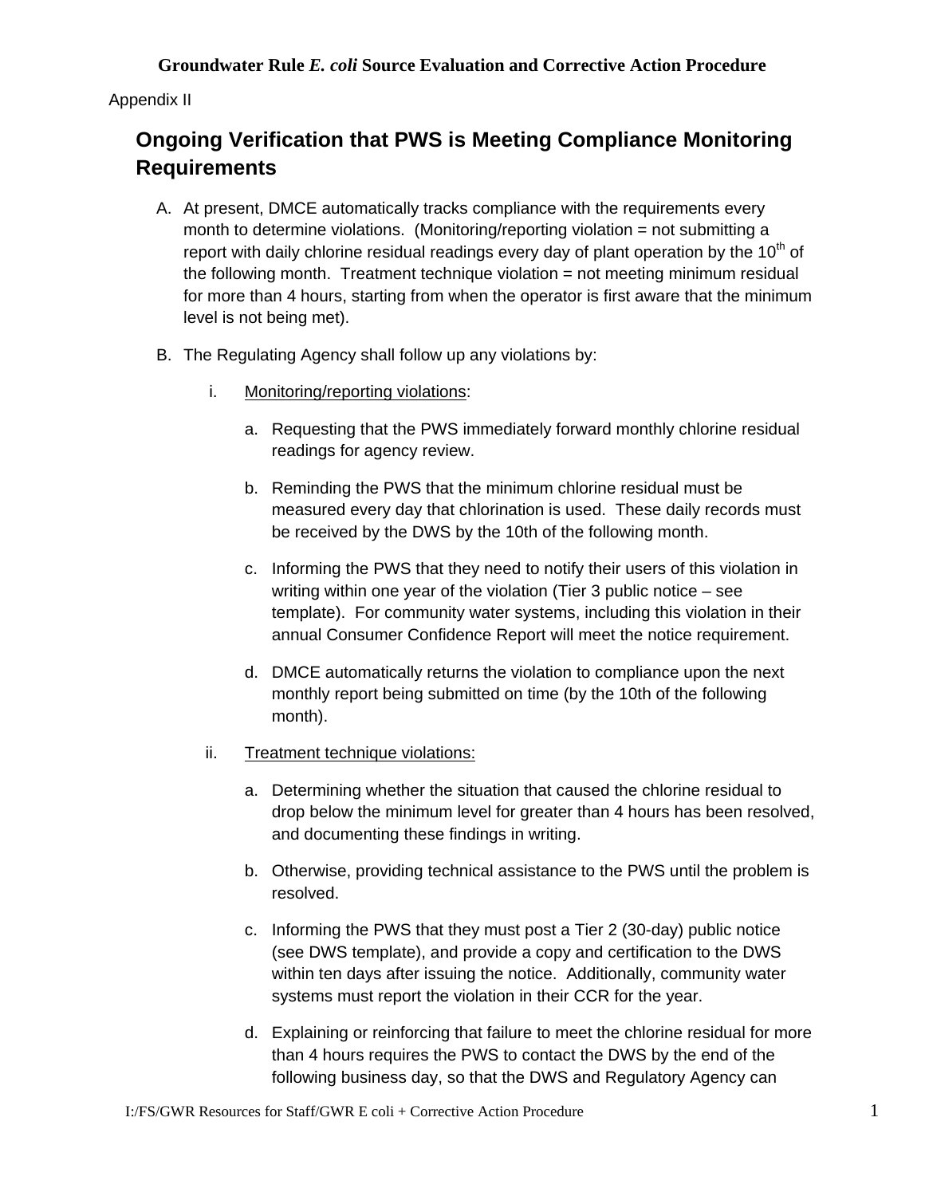Appendix II

## Ongoing Verification that PWS is Meeting Compliance Monitoring Requirements

A. At present, DMCE automatically tracks compliance with the requirements every month to determine violations. (Monitoring/reporting violation = not submitting a report with daily chlorine residual readings every day of plant operation by the 10th of the following month. Treatment technique violation = not meeting minimum residual for more than 4 hours, starting from when the operator is first aware that the minimum level is not being met).

B. The Regulating Agency shall follow up any violations by:

   i. Monitoring/reporting violations:

      a. Requesting that the PWS immediately forward monthly chlorine residual readings for agency review.

      b. Reminding the PWS that the minimum chlorine residual must be measured every day that chlorination is used. These daily records must be received by the DWS by the 10th of the following month.

      c. Informing the PWS that they need to notify their users of this violation in writing within one year of the violation (Tier 3 public notice – see template). For community water systems, including this violation in their annual Consumer Confidence Report will meet the notice requirement.

      d. DMCE automatically returns the violation to compliance upon the next monthly report being submitted on time (by the 10th of the following month).

   ii. Treatment technique violations:

      a. Determining whether the situation that caused the chlorine residual to drop below the minimum level for greater than 4 hours has been resolved, and documenting these findings in writing.

      b. Otherwise, providing technical assistance to the PWS until the problem is resolved.

      c. Informing the PWS that they must post a Tier 2 (30-day) public notice (see DWS template), and provide a copy and certification to the DWS within ten days after issuing the notice. Additionally, community water systems must report the violation in their CCR for the year.

      d. Explaining or reinforcing that failure to meet the chlorine residual for more than 4 hours requires the PWS to contact the DWS by the end of the following business day, so that the DWS and Regulatory Agency can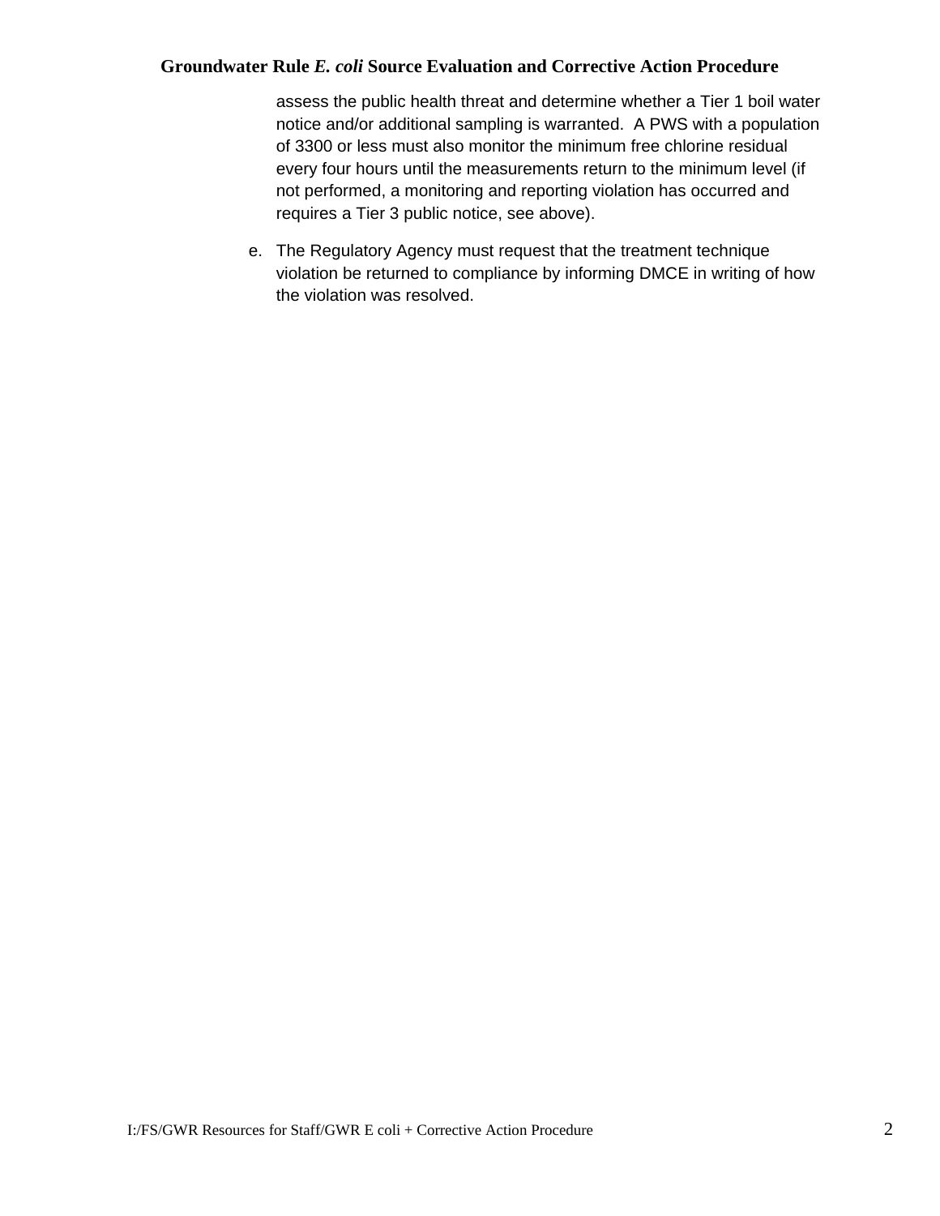assess the public health threat and determine whether a Tier 1 boil water notice and/or additional sampling is warranted. A PWS with a population of 3300 or less must also monitor the minimum free chlorine residual every four hours until the measurements return to the minimum level (if not performed, a monitoring and reporting violation has occurred and requires a Tier 3 public notice, see above).

e. The Regulatory Agency must request that the treatment technique violation be returned to compliance by informing DMCE in writing of how the violation was resolved.